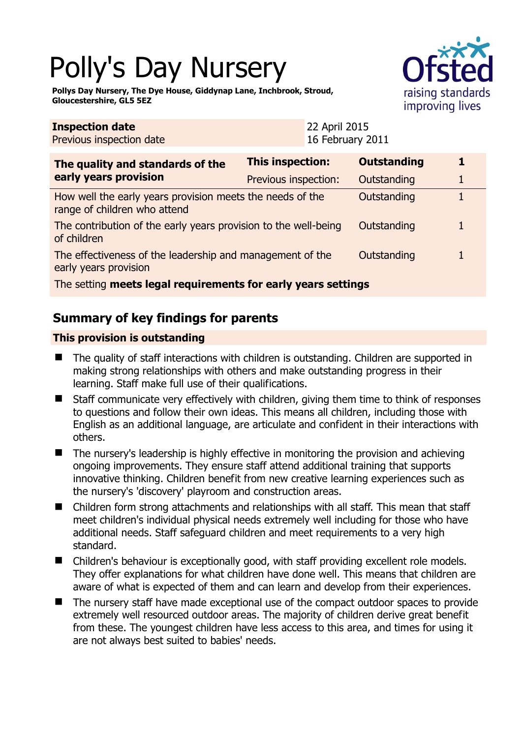# Polly's Day Nursery

**Pollys Day Nursery, The Dye House, Giddynap Lane, Inchbrook, Stroud, Gloucestershire, GL5 5EZ**

| **Inspection date** | 22 April 2015 |
|---|---|
| Previous inspection date | 16 February 2011 |

| **The quality and standards of the early years provision** | **This inspection:** | **Outstanding** | **1** |
|---|---|---|---|
| | Previous inspection: | Outstanding | 1 |
| How well the early years provision meets the needs of the range of children who attend | | Outstanding | 1 |
| The contribution of the early years provision to the well-being of children | | Outstanding | 1 |
| The effectiveness of the leadership and management of the early years provision | | Outstanding | 1 |
| The setting **meets legal requirements for early years settings** | | | |

## Summary of key findings for parents

**This provision is outstanding**

- The quality of staff interactions with children is outstanding. Children are supported in making strong relationships with others and make outstanding progress in their learning. Staff make full use of their qualifications.
- Staff communicate very effectively with children, giving them time to think of responses to questions and follow their own ideas. This means all children, including those with English as an additional language, are articulate and confident in their interactions with others.
- The nursery's leadership is highly effective in monitoring the provision and achieving ongoing improvements. They ensure staff attend additional training that supports innovative thinking. Children benefit from new creative learning experiences such as the nursery's 'discovery' playroom and construction areas.
- Children form strong attachments and relationships with all staff. This mean that staff meet children's individual physical needs extremely well including for those who have additional needs. Staff safeguard children and meet requirements to a very high standard.
- Children's behaviour is exceptionally good, with staff providing excellent role models. They offer explanations for what children have done well. This means that children are aware of what is expected of them and can learn and develop from their experiences.
- The nursery staff have made exceptional use of the compact outdoor spaces to provide extremely well resourced outdoor areas. The majority of children derive great benefit from these. The youngest children have less access to this area, and times for using it are not always best suited to babies' needs.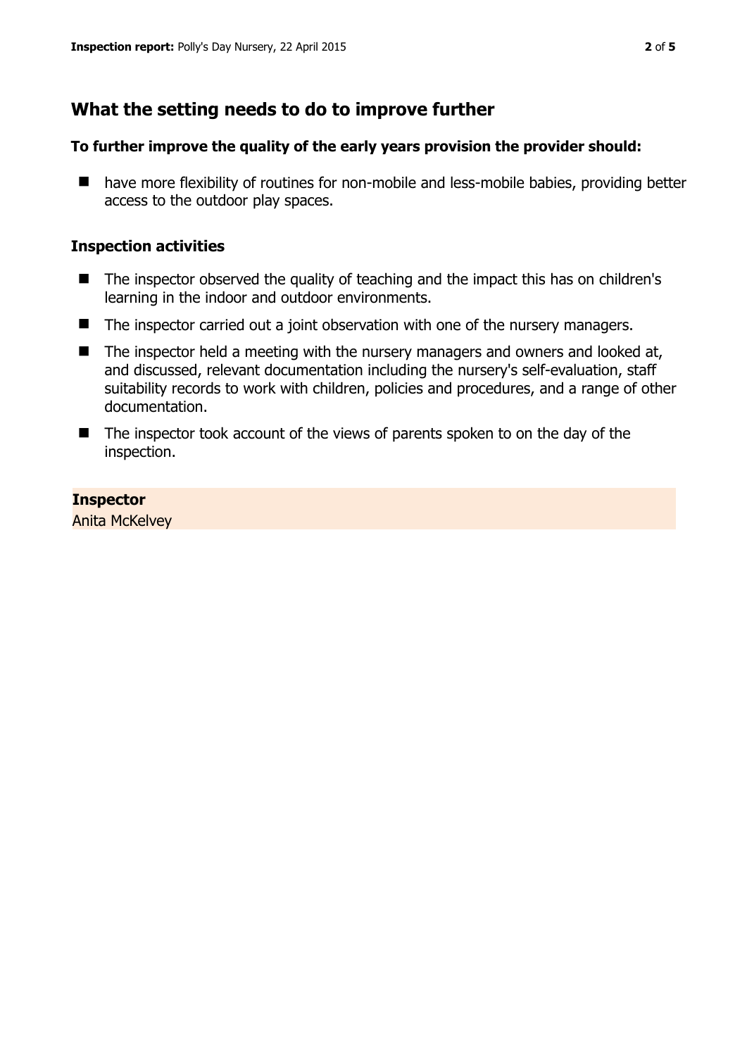## What the setting needs to do to improve further

### To further improve the quality of the early years provision the provider should:

- have more flexibility of routines for non-mobile and less-mobile babies, providing better access to the outdoor play spaces.

### Inspection activities

- The inspector observed the quality of teaching and the impact this has on children's learning in the indoor and outdoor environments.
- The inspector carried out a joint observation with one of the nursery managers.
- The inspector held a meeting with the nursery managers and owners and looked at, and discussed, relevant documentation including the nursery's self-evaluation, staff suitability records to work with children, policies and procedures, and a range of other documentation.
- The inspector took account of the views of parents spoken to on the day of the inspection.

**Inspector**
Anita McKelvey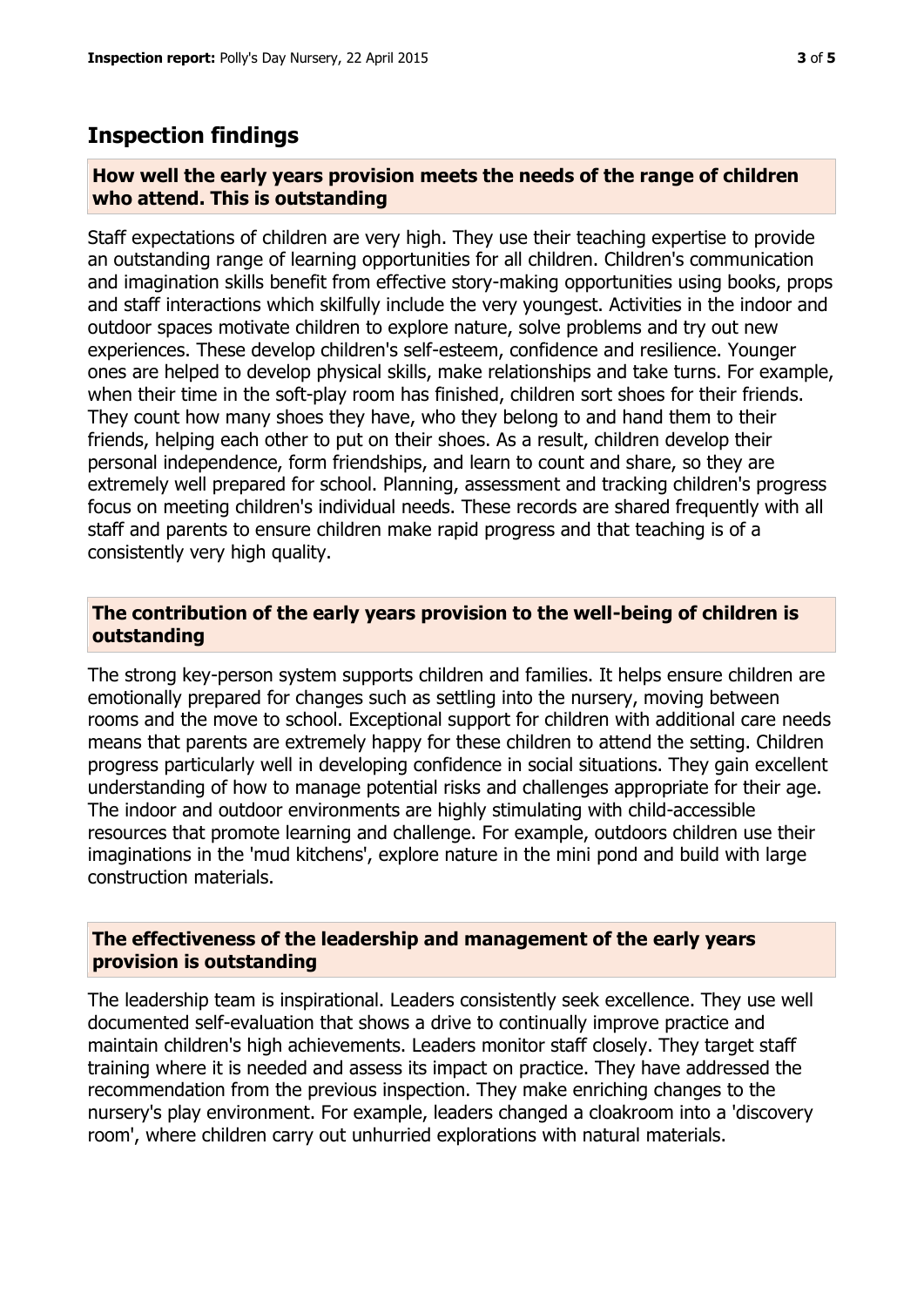## Inspection findings

### How well the early years provision meets the needs of the range of children who attend. This is outstanding

Staff expectations of children are very high. They use their teaching expertise to provide an outstanding range of learning opportunities for all children. Children's communication and imagination skills benefit from effective story-making opportunities using books, props and staff interactions which skilfully include the very youngest. Activities in the indoor and outdoor spaces motivate children to explore nature, solve problems and try out new experiences. These develop children's self-esteem, confidence and resilience. Younger ones are helped to develop physical skills, make relationships and take turns. For example, when their time in the soft-play room has finished, children sort shoes for their friends. They count how many shoes they have, who they belong to and hand them to their friends, helping each other to put on their shoes. As a result, children develop their personal independence, form friendships, and learn to count and share, so they are extremely well prepared for school. Planning, assessment and tracking children's progress focus on meeting children's individual needs. These records are shared frequently with all staff and parents to ensure children make rapid progress and that teaching is of a consistently very high quality.

### The contribution of the early years provision to the well-being of children is outstanding

The strong key-person system supports children and families. It helps ensure children are emotionally prepared for changes such as settling into the nursery, moving between rooms and the move to school. Exceptional support for children with additional care needs means that parents are extremely happy for these children to attend the setting. Children progress particularly well in developing confidence in social situations. They gain excellent understanding of how to manage potential risks and challenges appropriate for their age. The indoor and outdoor environments are highly stimulating with child-accessible resources that promote learning and challenge. For example, outdoors children use their imaginations in the 'mud kitchens', explore nature in the mini pond and build with large construction materials.

### The effectiveness of the leadership and management of the early years provision is outstanding

The leadership team is inspirational. Leaders consistently seek excellence. They use well documented self-evaluation that shows a drive to continually improve practice and maintain children's high achievements. Leaders monitor staff closely. They target staff training where it is needed and assess its impact on practice. They have addressed the recommendation from the previous inspection. They make enriching changes to the nursery's play environment. For example, leaders changed a cloakroom into a 'discovery room', where children carry out unhurried explorations with natural materials.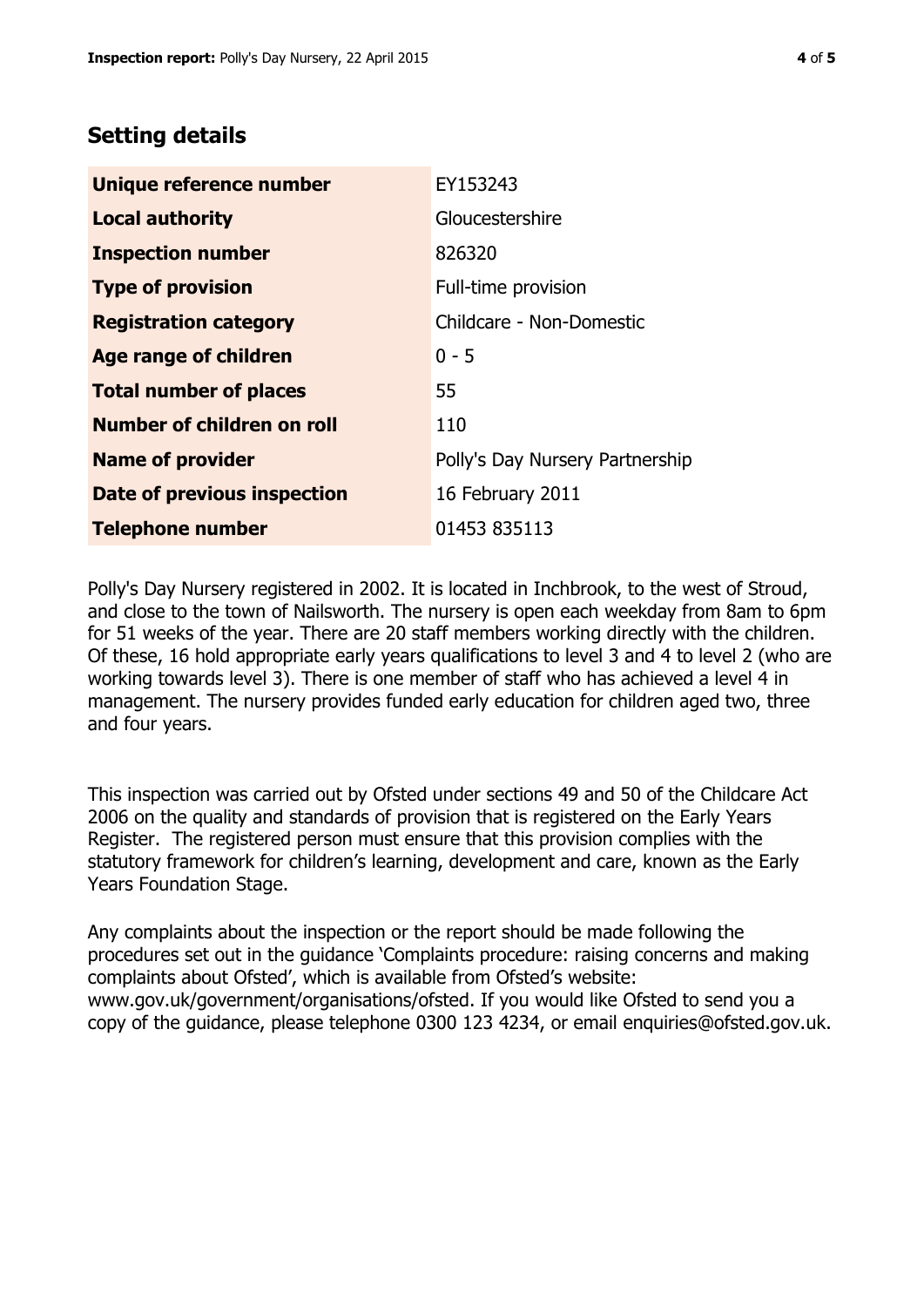## Setting details

| | |
|---|---|
| **Unique reference number** | EY153243 |
| **Local authority** | Gloucestershire |
| **Inspection number** | 826320 |
| **Type of provision** | Full-time provision |
| **Registration category** | Childcare - Non-Domestic |
| **Age range of children** | 0 - 5 |
| **Total number of places** | 55 |
| **Number of children on roll** | 110 |
| **Name of provider** | Polly's Day Nursery Partnership |
| **Date of previous inspection** | 16 February 2011 |
| **Telephone number** | 01453 835113 |

Polly's Day Nursery registered in 2002. It is located in Inchbrook, to the west of Stroud, and close to the town of Nailsworth. The nursery is open each weekday from 8am to 6pm for 51 weeks of the year. There are 20 staff members working directly with the children. Of these, 16 hold appropriate early years qualifications to level 3 and 4 to level 2 (who are working towards level 3). There is one member of staff who has achieved a level 4 in management. The nursery provides funded early education for children aged two, three and four years.

This inspection was carried out by Ofsted under sections 49 and 50 of the Childcare Act 2006 on the quality and standards of provision that is registered on the Early Years Register. The registered person must ensure that this provision complies with the statutory framework for children's learning, development and care, known as the Early Years Foundation Stage.

Any complaints about the inspection or the report should be made following the procedures set out in the guidance 'Complaints procedure: raising concerns and making complaints about Ofsted', which is available from Ofsted's website: www.gov.uk/government/organisations/ofsted. If you would like Ofsted to send you a copy of the guidance, please telephone 0300 123 4234, or email enquiries@ofsted.gov.uk.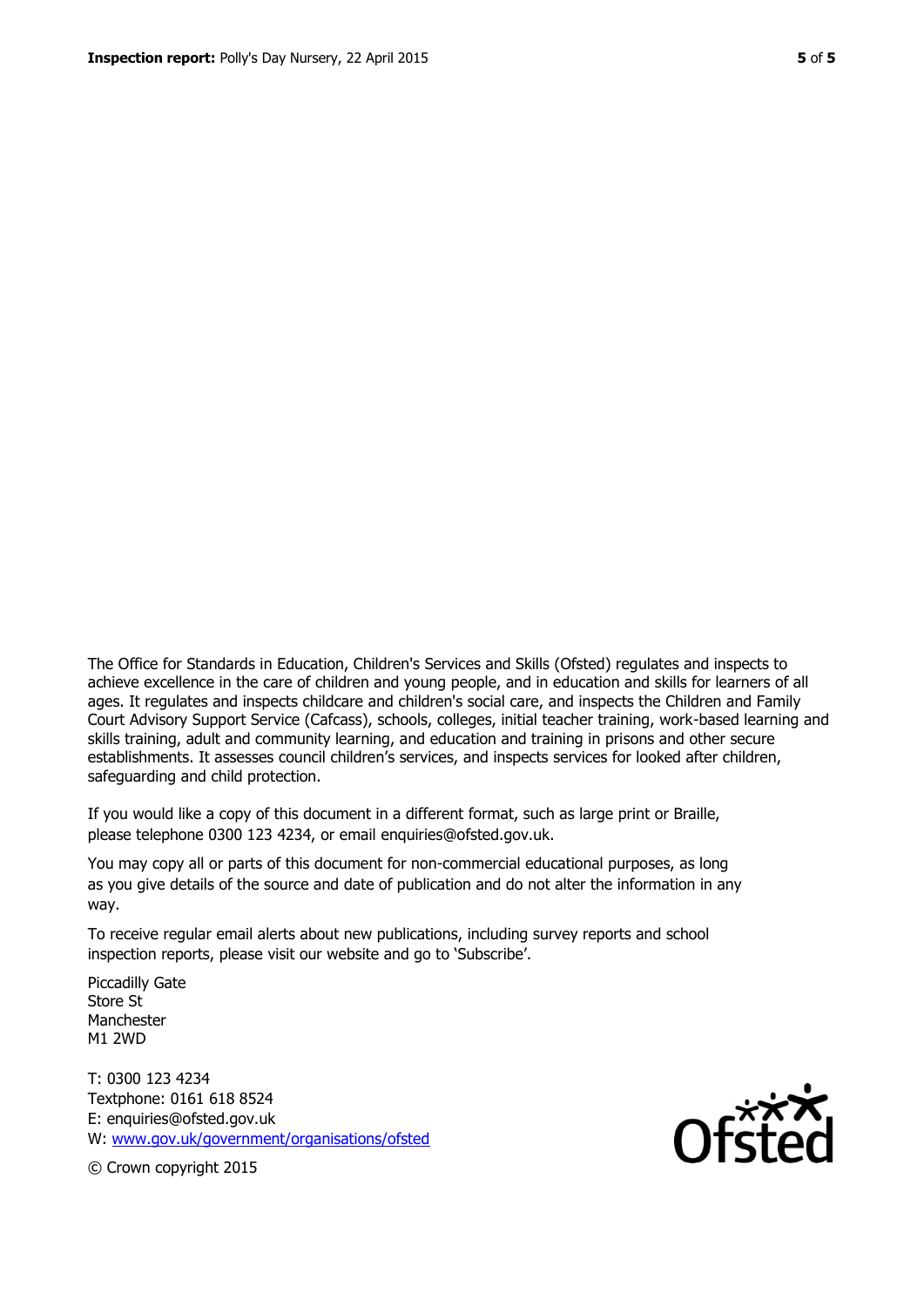The Office for Standards in Education, Children's Services and Skills (Ofsted) regulates and inspects to achieve excellence in the care of children and young people, and in education and skills for learners of all ages. It regulates and inspects childcare and children's social care, and inspects the Children and Family Court Advisory Support Service (Cafcass), schools, colleges, initial teacher training, work-based learning and skills training, adult and community learning, and education and training in prisons and other secure establishments. It assesses council children's services, and inspects services for looked after children, safeguarding and child protection.

If you would like a copy of this document in a different format, such as large print or Braille, please telephone 0300 123 4234, or email enquiries@ofsted.gov.uk.

You may copy all or parts of this document for non-commercial educational purposes, as long as you give details of the source and date of publication and do not alter the information in any way.

To receive regular email alerts about new publications, including survey reports and school inspection reports, please visit our website and go to 'Subscribe'.

Piccadilly Gate
Store St
Manchester
M1 2WD

T: 0300 123 4234
Textphone: 0161 618 8524
E: enquiries@ofsted.gov.uk
W: [www.gov.uk/government/organisations/ofsted](http://www.gov.uk/government/organisations/ofsted)

© Crown copyright 2015